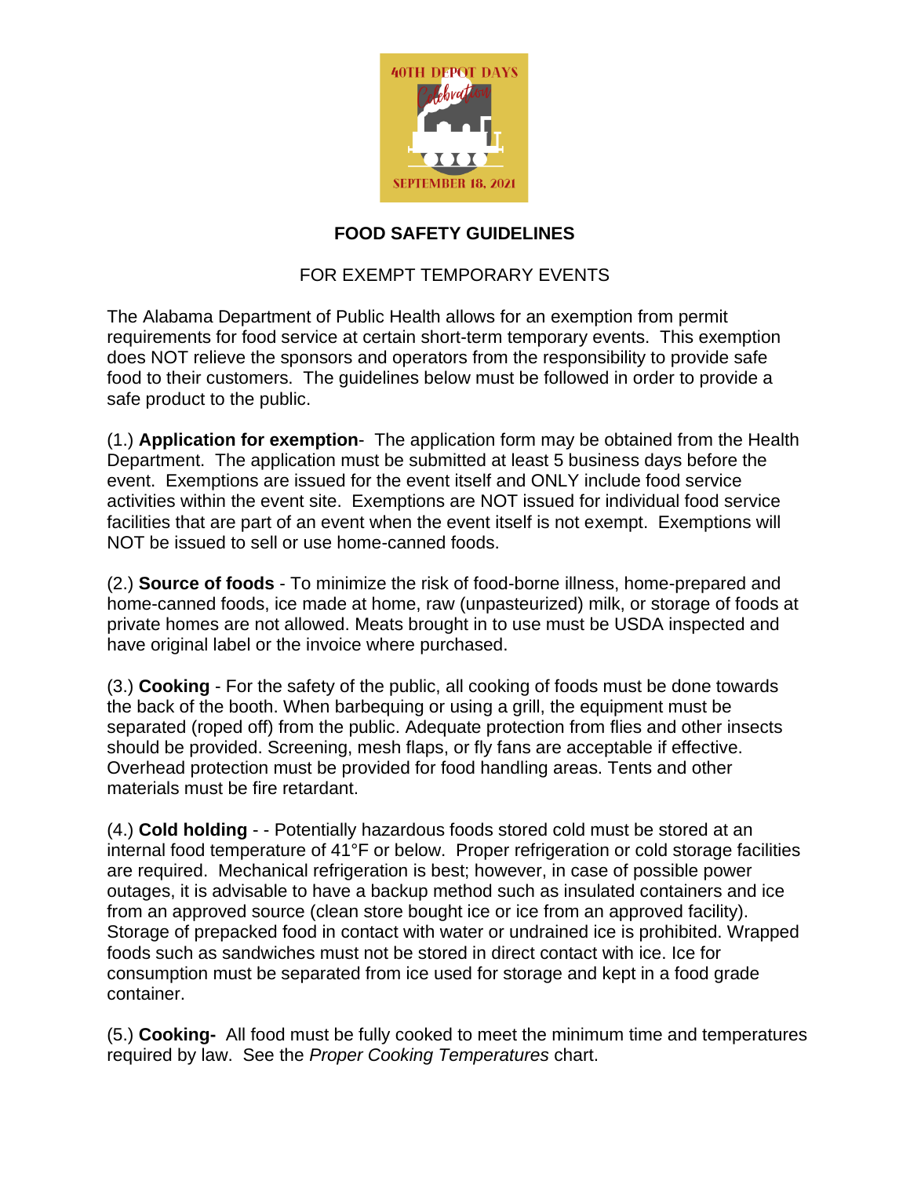# FOOD SAFETY GUIDELINES

## FOR EXEMPT TEMPORARY EVENTS

The Alabama Department of Public Health allows for an exemption from permit requirements for food service at certain short-term temporary events. This exemption does NOT relieve the sponsors and operators from the responsibility to provide safe food to their customers. The guidelines below must be followed in order to provide a safe product to the public.

(1.) **Application for exemption**- The application form may be obtained from the Health Department. The application must be submitted at least 5 business days before the event. Exemptions are issued for the event itself and ONLY include food service activities within the event site. Exemptions are NOT issued for individual food service facilities that are part of an event when the event itself is not exempt. Exemptions will NOT be issued to sell or use home-canned foods.

(2.) **Source of foods** - To minimize the risk of food-borne illness, home-prepared and home-canned foods, ice made at home, raw (unpasteurized) milk, or storage of foods at private homes are not allowed. Meats brought in to use must be USDA inspected and have original label or the invoice where purchased.

(3.) **Cooking** - For the safety of the public, all cooking of foods must be done towards the back of the booth. When barbequing or using a grill, the equipment must be separated (roped off) from the public. Adequate protection from flies and other insects should be provided. Screening, mesh flaps, or fly fans are acceptable if effective. Overhead protection must be provided for food handling areas. Tents and other materials must be fire retardant.

(4.) **Cold holding** - - Potentially hazardous foods stored cold must be stored at an internal food temperature of 41°F or below. Proper refrigeration or cold storage facilities are required. Mechanical refrigeration is best; however, in case of possible power outages, it is advisable to have a backup method such as insulated containers and ice from an approved source (clean store bought ice or ice from an approved facility). Storage of prepacked food in contact with water or undrained ice is prohibited. Wrapped foods such as sandwiches must not be stored in direct contact with ice. Ice for consumption must be separated from ice used for storage and kept in a food grade container.

(5.) **Cooking-** All food must be fully cooked to meet the minimum time and temperatures required by law. See the *Proper Cooking Temperatures* chart.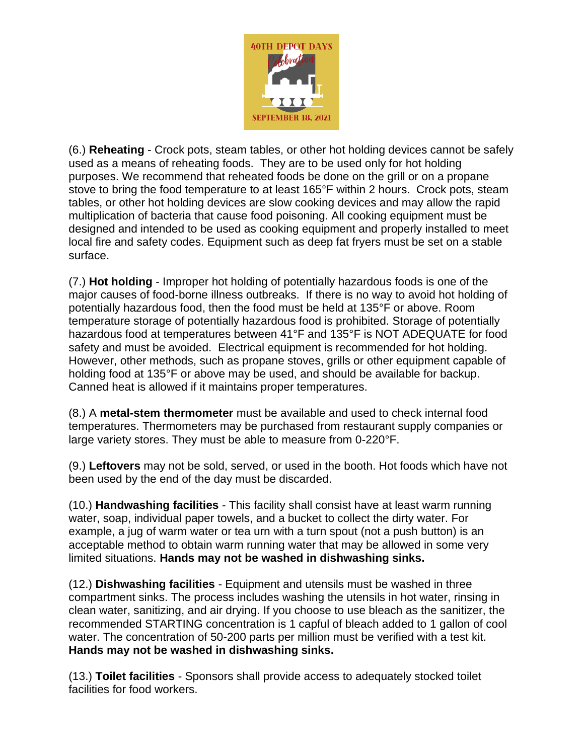(6.) **Reheating** - Crock pots, steam tables, or other hot holding devices cannot be safely used as a means of reheating foods. They are to be used only for hot holding purposes. We recommend that reheated foods be done on the grill or on a propane stove to bring the food temperature to at least 165°F within 2 hours. Crock pots, steam tables, or other hot holding devices are slow cooking devices and may allow the rapid multiplication of bacteria that cause food poisoning. All cooking equipment must be designed and intended to be used as cooking equipment and properly installed to meet local fire and safety codes. Equipment such as deep fat fryers must be set on a stable surface.

(7.) **Hot holding** - Improper hot holding of potentially hazardous foods is one of the major causes of food-borne illness outbreaks. If there is no way to avoid hot holding of potentially hazardous food, then the food must be held at 135°F or above. Room temperature storage of potentially hazardous food is prohibited. Storage of potentially hazardous food at temperatures between 41°F and 135°F is NOT ADEQUATE for food safety and must be avoided. Electrical equipment is recommended for hot holding. However, other methods, such as propane stoves, grills or other equipment capable of holding food at 135°F or above may be used, and should be available for backup. Canned heat is allowed if it maintains proper temperatures.

(8.) A **metal-stem thermometer** must be available and used to check internal food temperatures. Thermometers may be purchased from restaurant supply companies or large variety stores. They must be able to measure from 0-220°F.

(9.) **Leftovers** may not be sold, served, or used in the booth. Hot foods which have not been used by the end of the day must be discarded.

(10.) **Handwashing facilities** - This facility shall consist have at least warm running water, soap, individual paper towels, and a bucket to collect the dirty water. For example, a jug of warm water or tea urn with a turn spout (not a push button) is an acceptable method to obtain warm running water that may be allowed in some very limited situations. **Hands may not be washed in dishwashing sinks.**

(12.) **Dishwashing facilities** - Equipment and utensils must be washed in three compartment sinks. The process includes washing the utensils in hot water, rinsing in clean water, sanitizing, and air drying. If you choose to use bleach as the sanitizer, the recommended STARTING concentration is 1 capful of bleach added to 1 gallon of cool water. The concentration of 50-200 parts per million must be verified with a test kit. **Hands may not be washed in dishwashing sinks.**

(13.) **Toilet facilities** - Sponsors shall provide access to adequately stocked toilet facilities for food workers.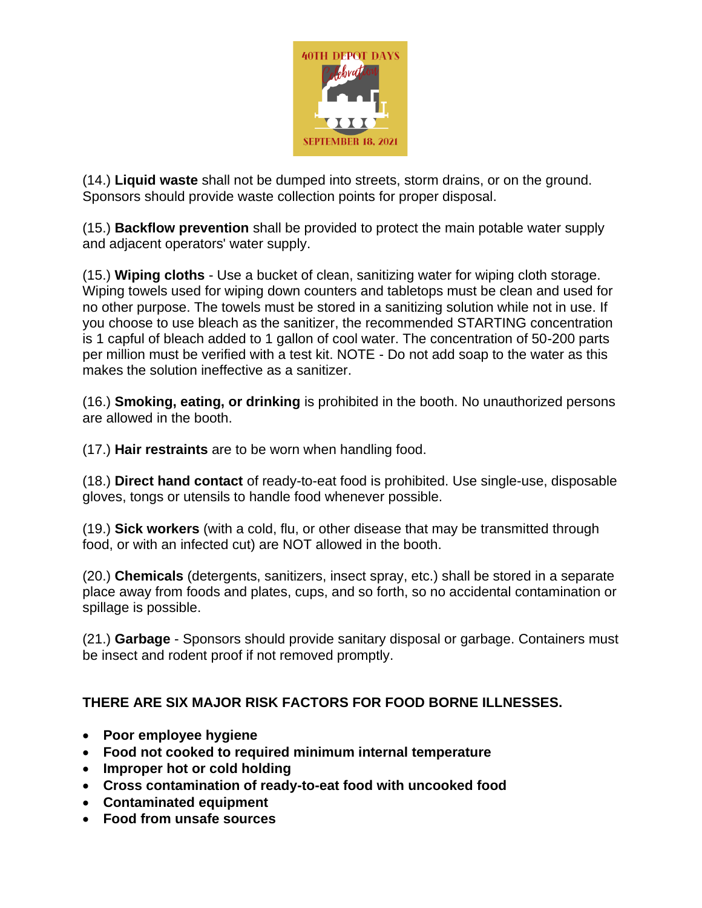(14.) **Liquid waste** shall not be dumped into streets, storm drains, or on the ground. Sponsors should provide waste collection points for proper disposal.

(15.) **Backflow prevention** shall be provided to protect the main potable water supply and adjacent operators' water supply.

(15.) **Wiping cloths** - Use a bucket of clean, sanitizing water for wiping cloth storage. Wiping towels used for wiping down counters and tabletops must be clean and used for no other purpose. The towels must be stored in a sanitizing solution while not in use. If you choose to use bleach as the sanitizer, the recommended STARTING concentration is 1 capful of bleach added to 1 gallon of cool water. The concentration of 50-200 parts per million must be verified with a test kit. NOTE - Do not add soap to the water as this makes the solution ineffective as a sanitizer.

(16.) **Smoking, eating, or drinking** is prohibited in the booth. No unauthorized persons are allowed in the booth.

(17.) **Hair restraints** are to be worn when handling food.

(18.) **Direct hand contact** of ready-to-eat food is prohibited. Use single-use, disposable gloves, tongs or utensils to handle food whenever possible.

(19.) **Sick workers** (with a cold, flu, or other disease that may be transmitted through food, or with an infected cut) are NOT allowed in the booth.

(20.) **Chemicals** (detergents, sanitizers, insect spray, etc.) shall be stored in a separate place away from foods and plates, cups, and so forth, so no accidental contamination or spillage is possible.

(21.) **Garbage** - Sponsors should provide sanitary disposal or garbage. Containers must be insect and rodent proof if not removed promptly.

**THERE ARE SIX MAJOR RISK FACTORS FOR FOOD BORNE ILLNESSES.**

- **Poor employee hygiene**
- **Food not cooked to required minimum internal temperature**
- **Improper hot or cold holding**
- **Cross contamination of ready-to-eat food with uncooked food**
- **Contaminated equipment**
- **Food from unsafe sources**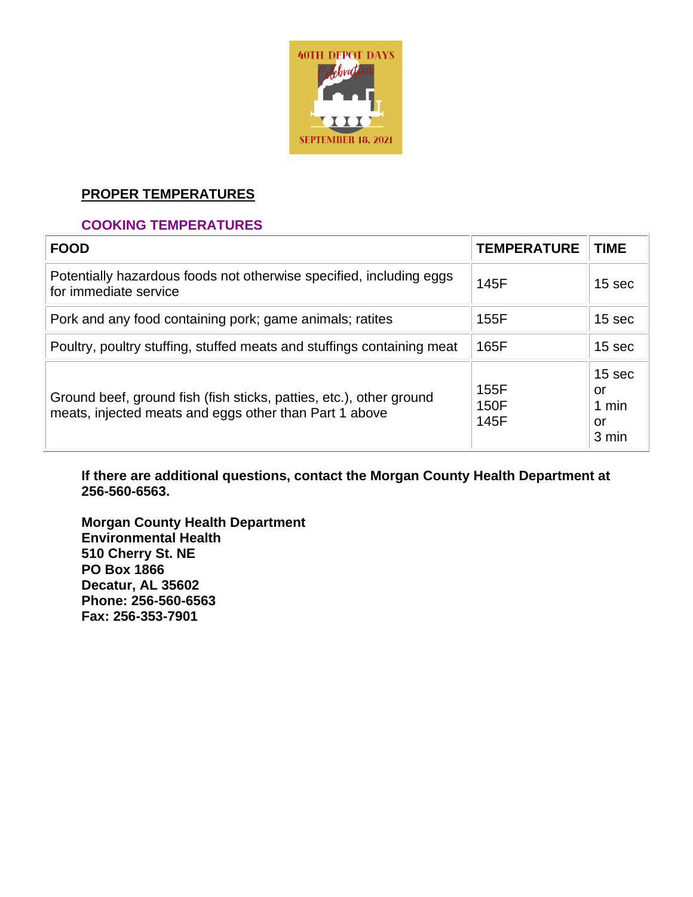## PROPER TEMPERATURES

### COOKING TEMPERATURES

| FOOD | TEMPERATURE | TIME |
|---|---|---|
| Potentially hazardous foods not otherwise specified, including eggs for immediate service | 145F | 15 sec |
| Pork and any food containing pork; game animals; ratites | 155F | 15 sec |
| Poultry, poultry stuffing, stuffed meats and stuffings containing meat | 165F | 15 sec |
| Ground beef, ground fish (fish sticks, patties, etc.), other ground meats, injected meats and eggs other than Part 1 above | 155F<br>150F<br>145F | 15 sec<br>or<br>1 min<br>or<br>3 min |

**If there are additional questions, contact the Morgan County Health Department at 256-560-6563.**

**Morgan County Health Department**
**Environmental Health**
**510 Cherry St. NE**
**PO Box 1866**
**Decatur, AL 35602**
**Phone: 256-560-6563**
**Fax: 256-353-7901**